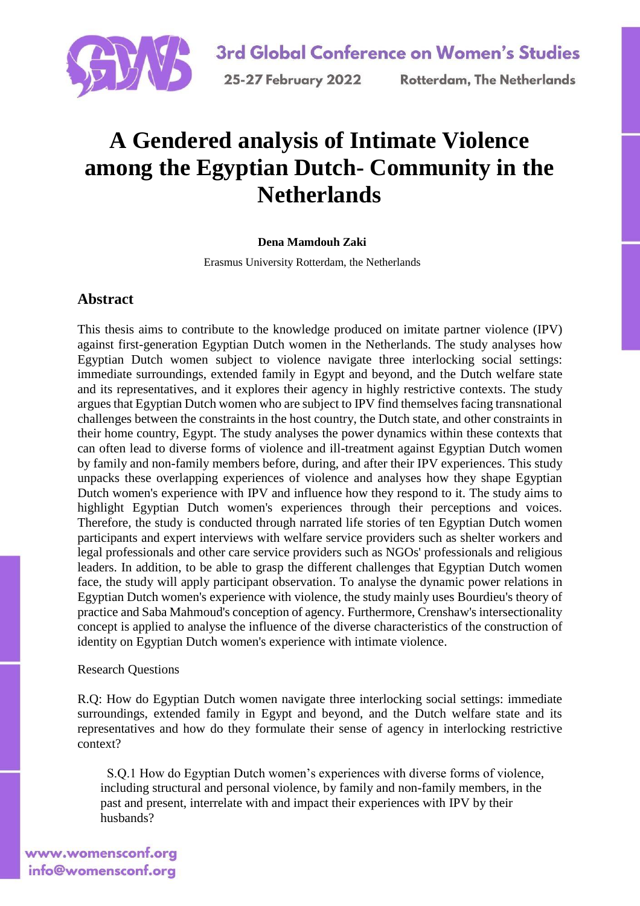# A Gendered analysis of Intimate Violence among the Egyptian Dutch- Community in the Netherlands

**Dena Mamdouh Zaki**

Erasmus University Rotterdam, the Netherlands

## Abstract

This thesis aims to contribute to the knowledge produced on imitate partner violence (IPV) against first-generation Egyptian Dutch women in the Netherlands. The study analyses how Egyptian Dutch women subject to violence navigate three interlocking social settings: immediate surroundings, extended family in Egypt and beyond, and the Dutch welfare state and its representatives, and it explores their agency in highly restrictive contexts. The study argues that Egyptian Dutch women who are subject to IPV find themselves facing transnational challenges between the constraints in the host country, the Dutch state, and other constraints in their home country, Egypt. The study analyses the power dynamics within these contexts that can often lead to diverse forms of violence and ill-treatment against Egyptian Dutch women by family and non-family members before, during, and after their IPV experiences. This study unpacks these overlapping experiences of violence and analyses how they shape Egyptian Dutch women's experience with IPV and influence how they respond to it. The study aims to highlight Egyptian Dutch women's experiences through their perceptions and voices. Therefore, the study is conducted through narrated life stories of ten Egyptian Dutch women participants and expert interviews with welfare service providers such as shelter workers and legal professionals and other care service providers such as NGOs' professionals and religious leaders. In addition, to be able to grasp the different challenges that Egyptian Dutch women face, the study will apply participant observation. To analyse the dynamic power relations in Egyptian Dutch women's experience with violence, the study mainly uses Bourdieu's theory of practice and Saba Mahmoud's conception of agency. Furthermore, Crenshaw's intersectionality concept is applied to analyse the influence of the diverse characteristics of the construction of identity on Egyptian Dutch women's experience with intimate violence.

Research Questions

R.Q: How do Egyptian Dutch women navigate three interlocking social settings: immediate surroundings, extended family in Egypt and beyond, and the Dutch welfare state and its representatives and how do they formulate their sense of agency in interlocking restrictive context?

S.Q.1 How do Egyptian Dutch women's experiences with diverse forms of violence, including structural and personal violence, by family and non-family members, in the past and present, interrelate with and impact their experiences with IPV by their husbands?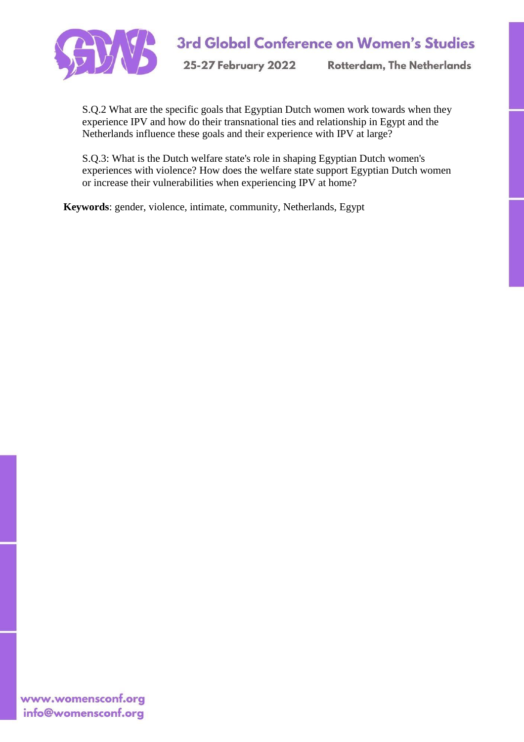S.Q.2 What are the specific goals that Egyptian Dutch women work towards when they experience IPV and how do their transnational ties and relationship in Egypt and the Netherlands influence these goals and their experience with IPV at large?

S.Q.3: What is the Dutch welfare state's role in shaping Egyptian Dutch women's experiences with violence? How does the welfare state support Egyptian Dutch women or increase their vulnerabilities when experiencing IPV at home?

**Keywords**: gender, violence, intimate, community, Netherlands, Egypt